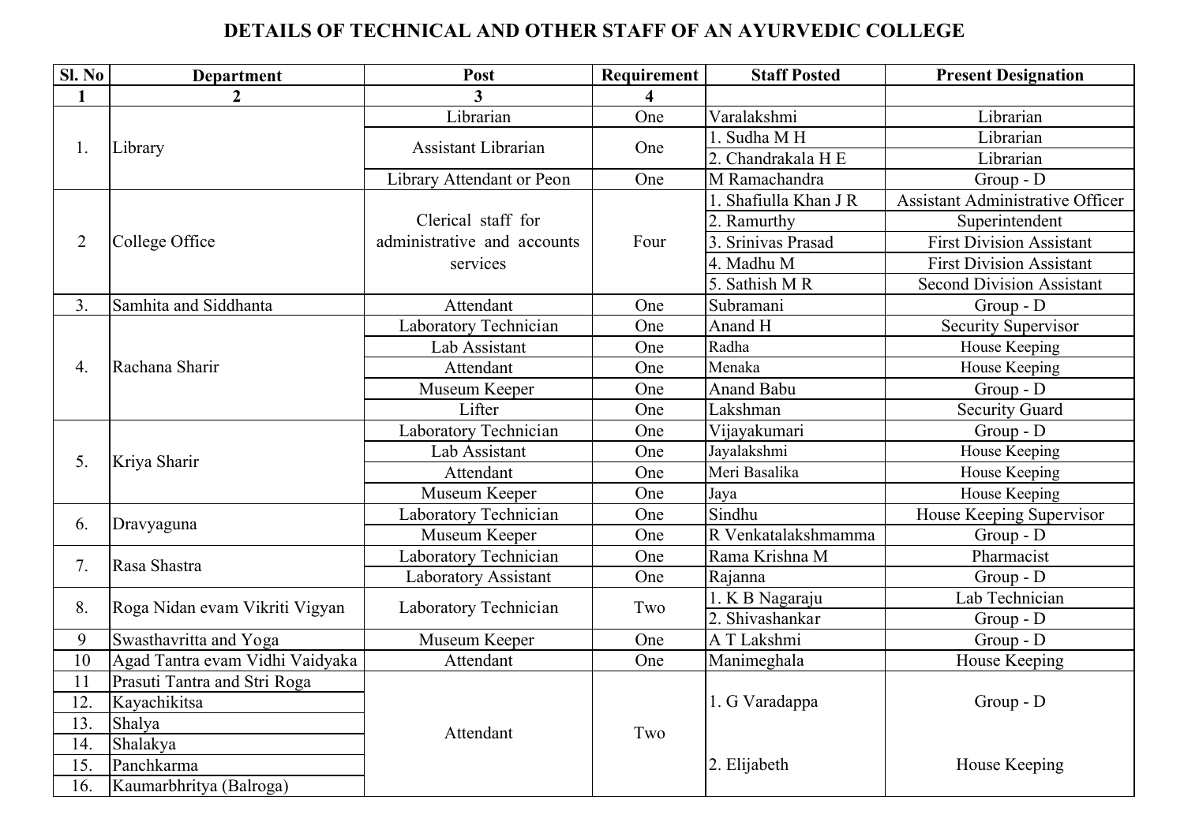# DETAILS OF TECHNICAL AND OTHER STAFF OF AN AYURVEDIC COLLEGE

| Sl. No | Department | Post | Requirement | Staff Posted | Present Designation |
|---|---|---|---|---|---|
| 1 | 2 | 3 | 4 | | |
| 1. | Library | Librarian | One | Varalakshmi | Librarian |
| | | Assistant Librarian | One | 1. Sudha M H | Librarian |
| | | | | 2. Chandrakala H E | Librarian |
| | | Library Attendant or Peon | One | M Ramachandra | Group - D |
| 2 | College Office | Clerical staff for administrative and accounts services | Four | 1. Shafiulla Khan J R | Assistant Administrative Officer |
| | | | | 2. Ramurthy | Superintendent |
| | | | | 3. Srinivas Prasad | First Division Assistant |
| | | | | 4. Madhu M | First Division Assistant |
| | | | | 5. Sathish M R | Second Division Assistant |
| 3. | Samhita and Siddhanta | Attendant | One | Subramani | Group - D |
| 4. | Rachana Sharir | Laboratory Technician | One | Anand H | Security Supervisor |
| | | Lab Assistant | One | Radha | House Keeping |
| | | Attendant | One | Menaka | House Keeping |
| | | Museum Keeper | One | Anand Babu | Group - D |
| | | Lifter | One | Lakshman | Security Guard |
| 5. | Kriya Sharir | Laboratory Technician | One | Vijayakumari | Group - D |
| | | Lab Assistant | One | Jayalakshmi | House Keeping |
| | | Attendant | One | Meri Basalika | House Keeping |
| | | Museum Keeper | One | Jaya | House Keeping |
| 6. | Dravyaguna | Laboratory Technician | One | Sindhu | House Keeping Supervisor |
| | | Museum Keeper | One | R Venkatalakshmamma | Group - D |
| 7. | Rasa Shastra | Laboratory Technician | One | Rama Krishna M | Pharmacist |
| | | Laboratory Assistant | One | Rajanna | Group - D |
| 8. | Roga Nidan evam Vikriti Vigyan | Laboratory Technician | Two | 1. K B Nagaraju | Lab Technician |
| | | | | 2. Shivashankar | Group - D |
| 9 | Swasthavritta and Yoga | Museum Keeper | One | A T Lakshmi | Group - D |
| 10 | Agad Tantra evam Vidhi Vaidyaka | Attendant | One | Manimeghala | House Keeping |
| 11 | Prasuti Tantra and Stri Roga | Attendant | Two | 1. G Varadappa | Group - D |
| 12. | Kayachikitsa | | | | |
| 13. | Shalya | | | | |
| 14. | Shalakya | | | | |
| 15. | Panchkarma | | | 2. Elijabeth | House Keeping |
| 16. | Kaumarbhritya (Balroga) | | | | |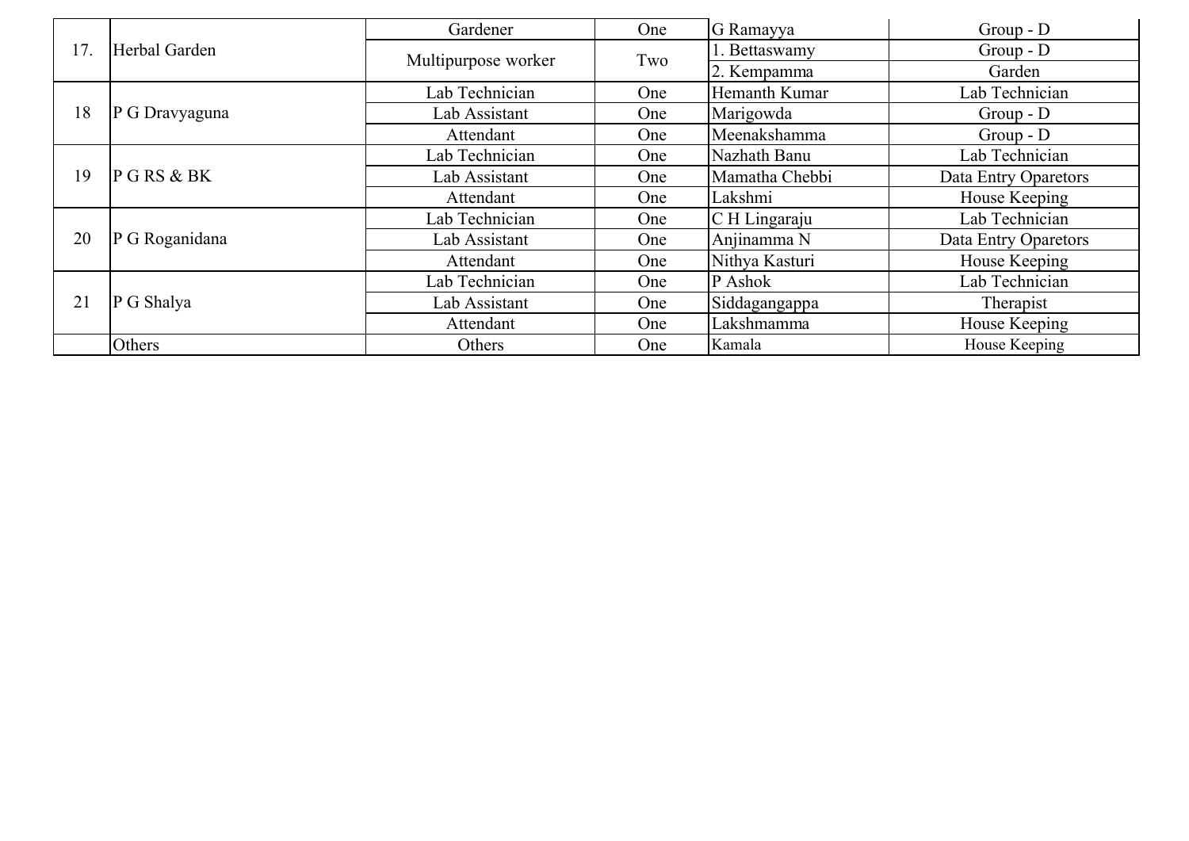| | | | | | |
|---|---|---|---|---|---|
| 17. | Herbal Garden | Gardener | One | G Ramayya | Group - D |
| | | Multipurpose worker | Two | 1. Bettaswamy | Group - D |
| | | | | 2. Kempamma | Garden |
| 18 | P G Dravyaguna | Lab Technician | One | Hemanth Kumar | Lab Technician |
| | | Lab Assistant | One | Marigowda | Group - D |
| | | Attendant | One | Meenakshamma | Group - D |
| 19 | P G RS & BK | Lab Technician | One | Nazhath Banu | Lab Technician |
| | | Lab Assistant | One | Mamatha Chebbi | Data Entry Oparetors |
| | | Attendant | One | Lakshmi | House Keeping |
| 20 | P G Roganidana | Lab Technician | One | C H Lingaraju | Lab Technician |
| | | Lab Assistant | One | Anjinamma N | Data Entry Oparetors |
| | | Attendant | One | Nithya Kasturi | House Keeping |
| 21 | P G Shalya | Lab Technician | One | P Ashok | Lab Technician |
| | | Lab Assistant | One | Siddagangappa | Therapist |
| | | Attendant | One | Lakshmamma | House Keeping |
| | Others | Others | One | Kamala | House Keeping |